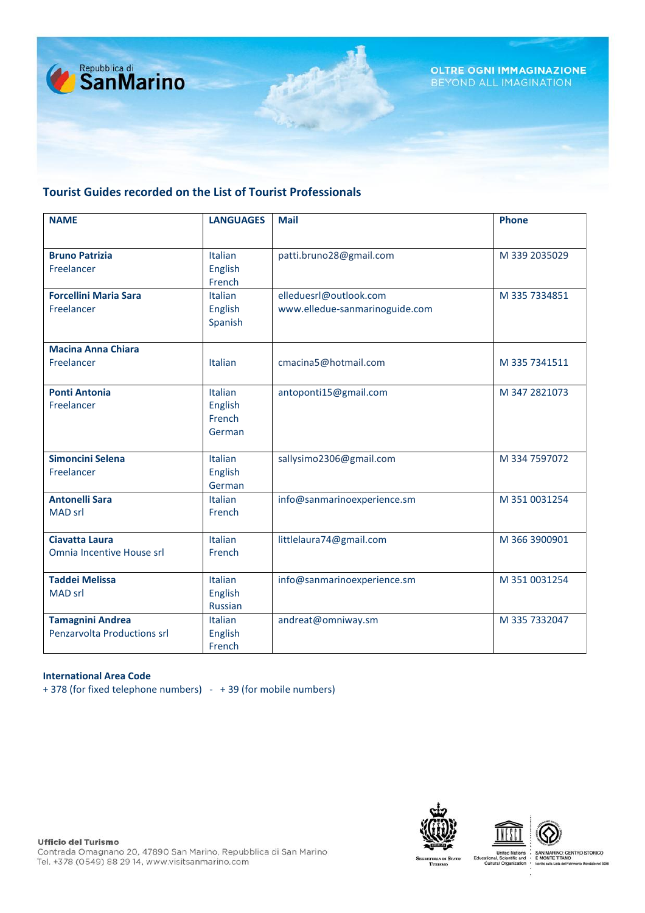Repubblica di SanMarino

OLTRE OGNI IMMAGINAZIONE
BEYOND ALL IMAGINATION

## Tourist Guides recorded on the List of Tourist Professionals

| NAME | LANGUAGES | Mail | Phone |
|---|---|---|---|
| **Bruno Patrizia**<br>Freelancer | Italian<br>English<br>French | patti.bruno28@gmail.com | M 339 2035029 |
| **Forcellini Maria Sara**<br>Freelancer | Italian<br>English<br>Spanish | elleduesrl@outlook.com<br>www.elledue-sanmarinoguide.com | M 335 7334851 |
| **Macina Anna Chiara**<br>Freelancer | Italian | cmacina5@hotmail.com | M 335 7341511 |
| **Ponti Antonia**<br>Freelancer | Italian<br>English<br>French<br>German | antoponti15@gmail.com | M 347 2821073 |
| **Simoncini Selena**<br>Freelancer | Italian<br>English<br>German | sallysimo2306@gmail.com | M 334 7597072 |
| **Antonelli Sara**<br>MAD srl | Italian<br>French | info@sanmarinoexperience.sm | M 351 0031254 |
| **Ciavatta Laura**<br>Omnia Incentive House srl | Italian<br>French | littlelaura74@gmail.com | M 366 3900901 |
| **Taddei Melissa**<br>MAD srl | Italian<br>English<br>Russian | info@sanmarinoexperience.sm | M 351 0031254 |
| **Tamagnini Andrea**<br>Penzarvolta Productions srl | Italian<br>English<br>French | andreat@omniway.sm | M 335 7332047 |

**International Area Code**
+ 378 (for fixed telephone numbers) - + 39 (for mobile numbers)

**Ufficio del Turismo**
Contrada Omagnano 20, 47890 San Marino, Repubblica di San Marino
Tel. +378 (0549) 88 29 14, www.visitsanmarino.com

Segreteria di Stato Turismo

United Nations Educational, Scientific and Cultural Organization

SAN MARINO: CENTRO STORICO E MONTE TITANO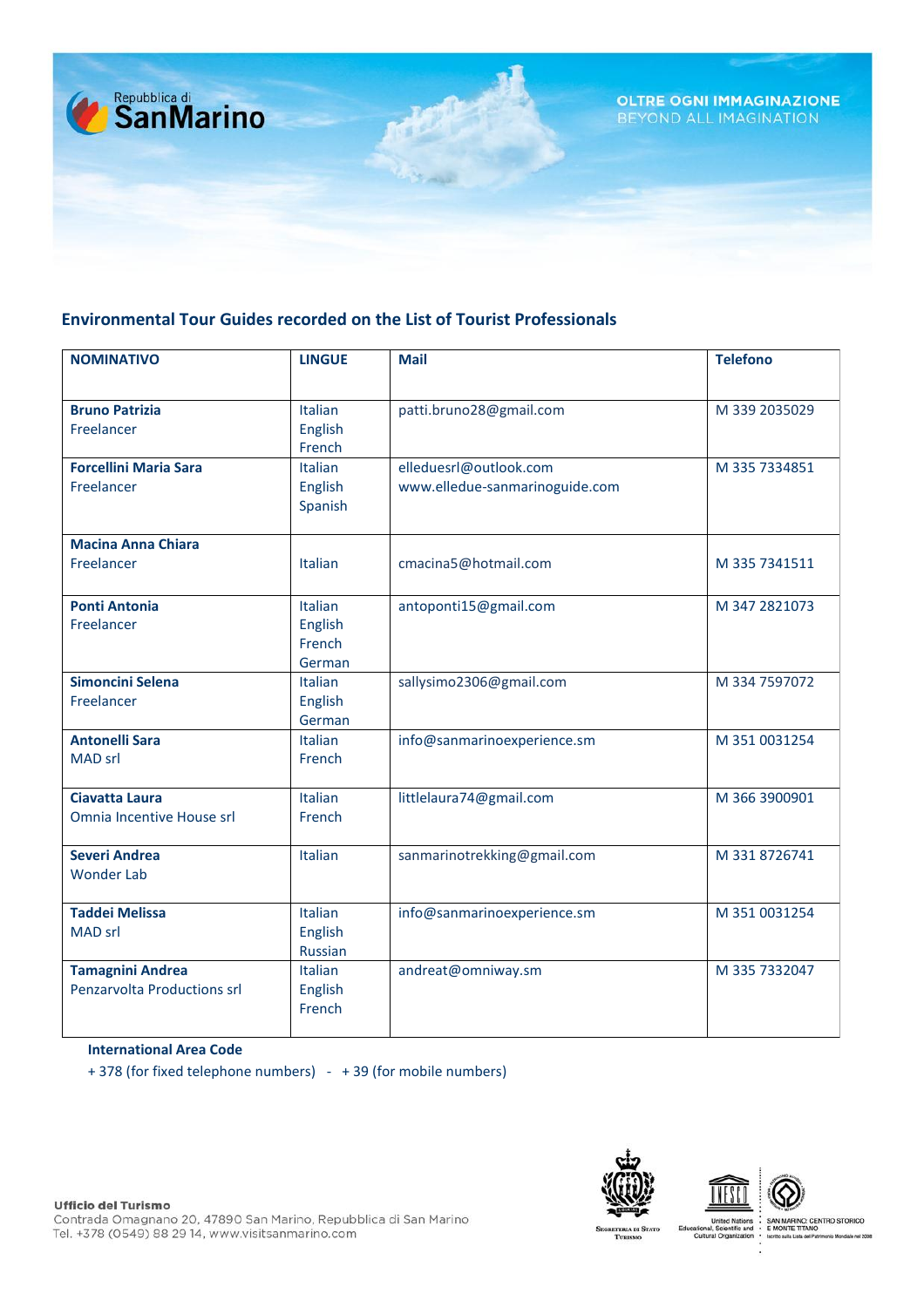## Environmental Tour Guides recorded on the List of Tourist Professionals

| NOMINATIVO | LINGUE | Mail | Telefono |
|---|---|---|---|
| **Bruno Patrizia** Freelancer | Italian English French | patti.bruno28@gmail.com | M 339 2035029 |
| **Forcellini Maria Sara** Freelancer | Italian English Spanish | elleduesrl@outlook.com www.elledue-sanmarinoguide.com | M 335 7334851 |
| **Macina Anna Chiara** Freelancer | Italian | cmacina5@hotmail.com | M 335 7341511 |
| **Ponti Antonia** Freelancer | Italian English French German | antoponti15@gmail.com | M 347 2821073 |
| **Simoncini Selena** Freelancer | Italian English German | sallysimo2306@gmail.com | M 334 7597072 |
| **Antonelli Sara** MAD srl | Italian French | info@sanmarinoexperience.sm | M 351 0031254 |
| **Ciavatta Laura** Omnia Incentive House srl | Italian French | littlelaura74@gmail.com | M 366 3900901 |
| **Severi Andrea** Wonder Lab | Italian | sanmarinotrekking@gmail.com | M 331 8726741 |
| **Taddei Melissa** MAD srl | Italian English Russian | info@sanmarinoexperience.sm | M 351 0031254 |
| **Tamagnini Andrea** Penzarvolta Productions srl | Italian English French | andreat@omniway.sm | M 335 7332047 |

**International Area Code**

+ 378 (for fixed telephone numbers) - + 39 (for mobile numbers)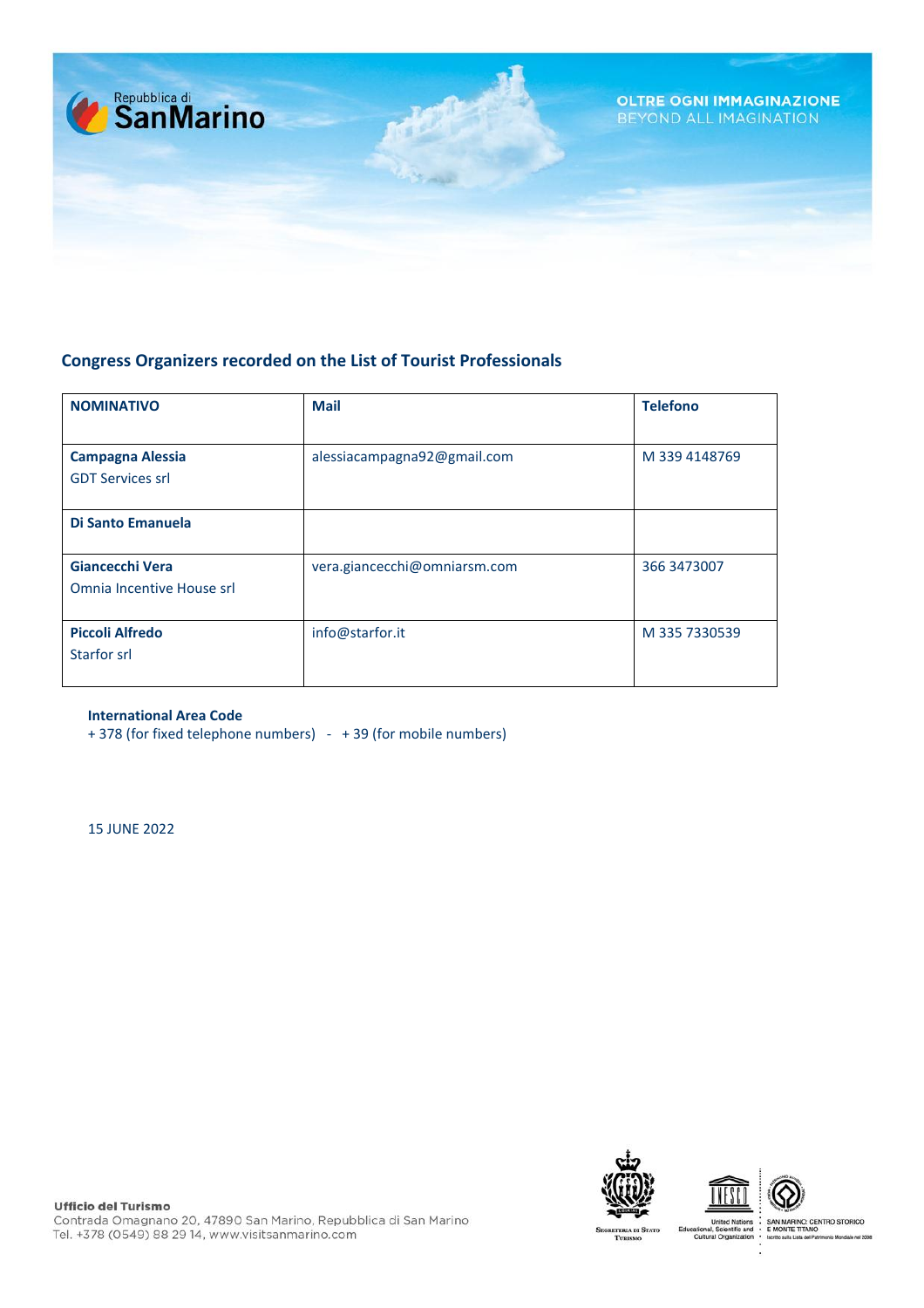## Congress Organizers recorded on the List of Tourist Professionals

| NOMINATIVO | Mail | Telefono |
|---|---|---|
| **Campagna Alessia**<br>GDT Services srl | alessiacampagna92@gmail.com | M 339 4148769 |
| **Di Santo Emanuela** | | |
| **Giancecchi Vera**<br>Omnia Incentive House srl | vera.giancecchi@omniarsm.com | 366 3473007 |
| **Piccoli Alfredo**<br>Starfor srl | info@starfor.it | M 335 7330539 |

**International Area Code**
+ 378 (for fixed telephone numbers) - + 39 (for mobile numbers)

15 JUNE 2022